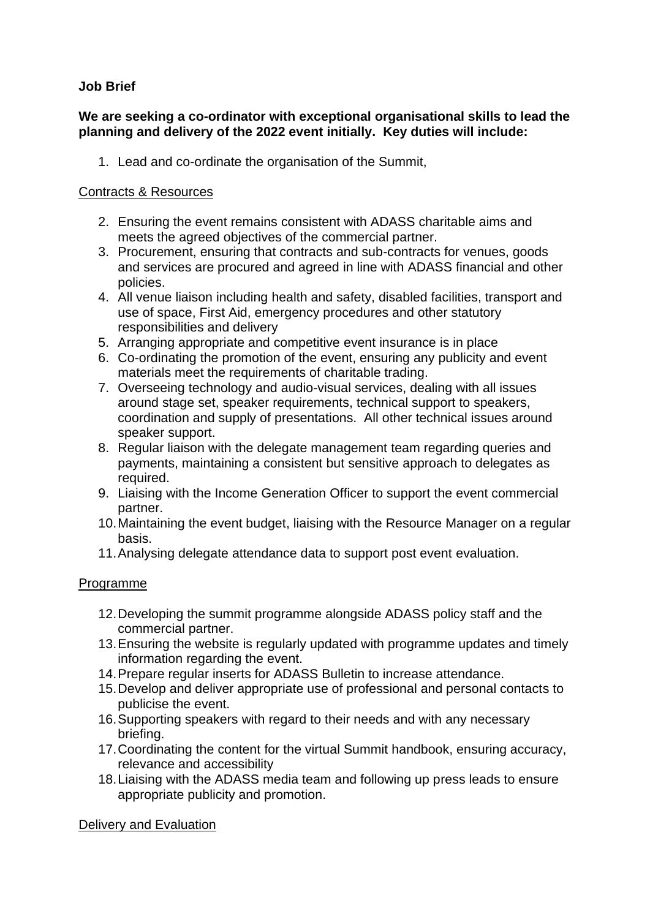**Job Brief**

**We are seeking a co-ordinator with exceptional organisational skills to lead the planning and delivery of the 2022 event initially. Key duties will include:**

1. Lead and co-ordinate the organisation of the Summit,

Contracts & Resources

2. Ensuring the event remains consistent with ADASS charitable aims and meets the agreed objectives of the commercial partner.
3. Procurement, ensuring that contracts and sub-contracts for venues, goods and services are procured and agreed in line with ADASS financial and other policies.
4. All venue liaison including health and safety, disabled facilities, transport and use of space, First Aid, emergency procedures and other statutory responsibilities and delivery
5. Arranging appropriate and competitive event insurance is in place
6. Co-ordinating the promotion of the event, ensuring any publicity and event materials meet the requirements of charitable trading.
7. Overseeing technology and audio-visual services, dealing with all issues around stage set, speaker requirements, technical support to speakers, coordination and supply of presentations. All other technical issues around speaker support.
8. Regular liaison with the delegate management team regarding queries and payments, maintaining a consistent but sensitive approach to delegates as required.
9. Liaising with the Income Generation Officer to support the event commercial partner.
10. Maintaining the event budget, liaising with the Resource Manager on a regular basis.
11. Analysing delegate attendance data to support post event evaluation.

Programme

12. Developing the summit programme alongside ADASS policy staff and the commercial partner.
13. Ensuring the website is regularly updated with programme updates and timely information regarding the event.
14. Prepare regular inserts for ADASS Bulletin to increase attendance.
15. Develop and deliver appropriate use of professional and personal contacts to publicise the event.
16. Supporting speakers with regard to their needs and with any necessary briefing.
17. Coordinating the content for the virtual Summit handbook, ensuring accuracy, relevance and accessibility
18. Liaising with the ADASS media team and following up press leads to ensure appropriate publicity and promotion.

Delivery and Evaluation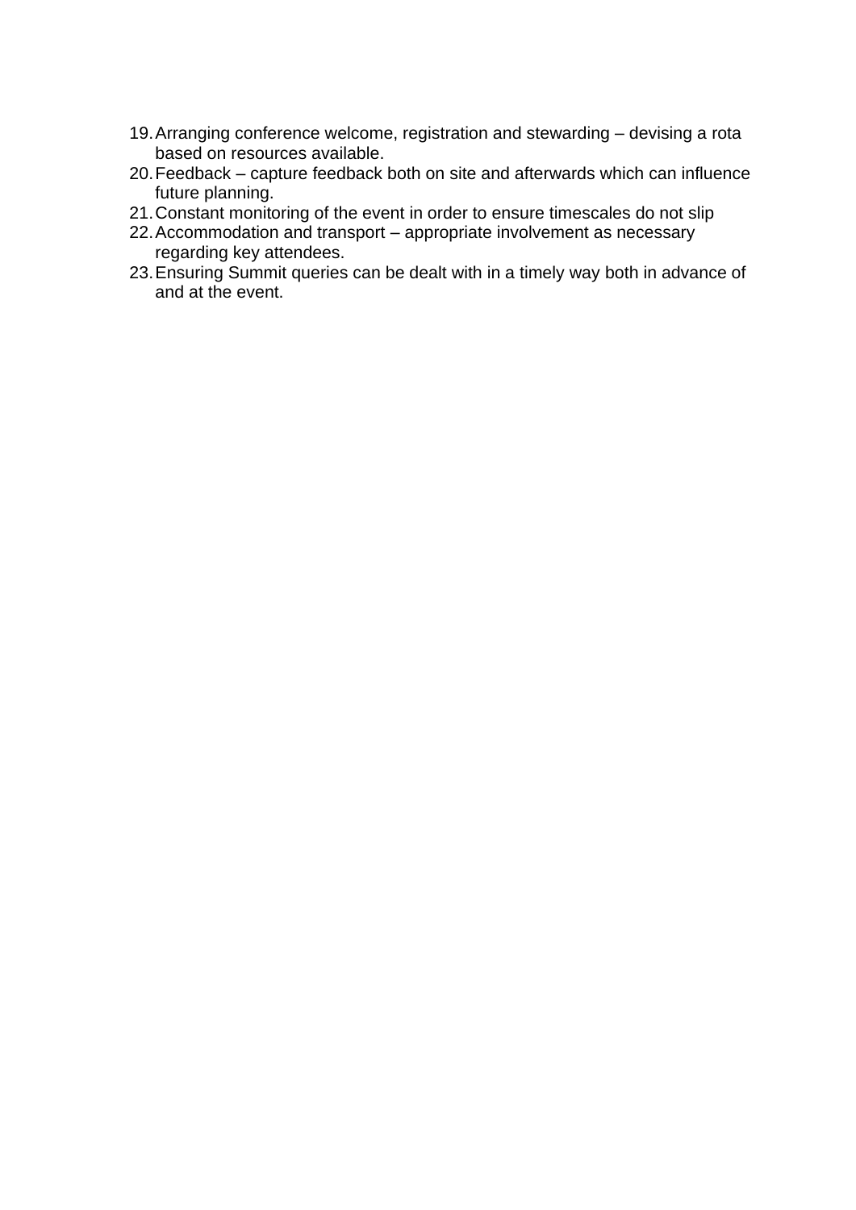19. Arranging conference welcome, registration and stewarding – devising a rota based on resources available.
20. Feedback – capture feedback both on site and afterwards which can influence future planning.
21. Constant monitoring of the event in order to ensure timescales do not slip
22. Accommodation and transport – appropriate involvement as necessary regarding key attendees.
23. Ensuring Summit queries can be dealt with in a timely way both in advance of and at the event.